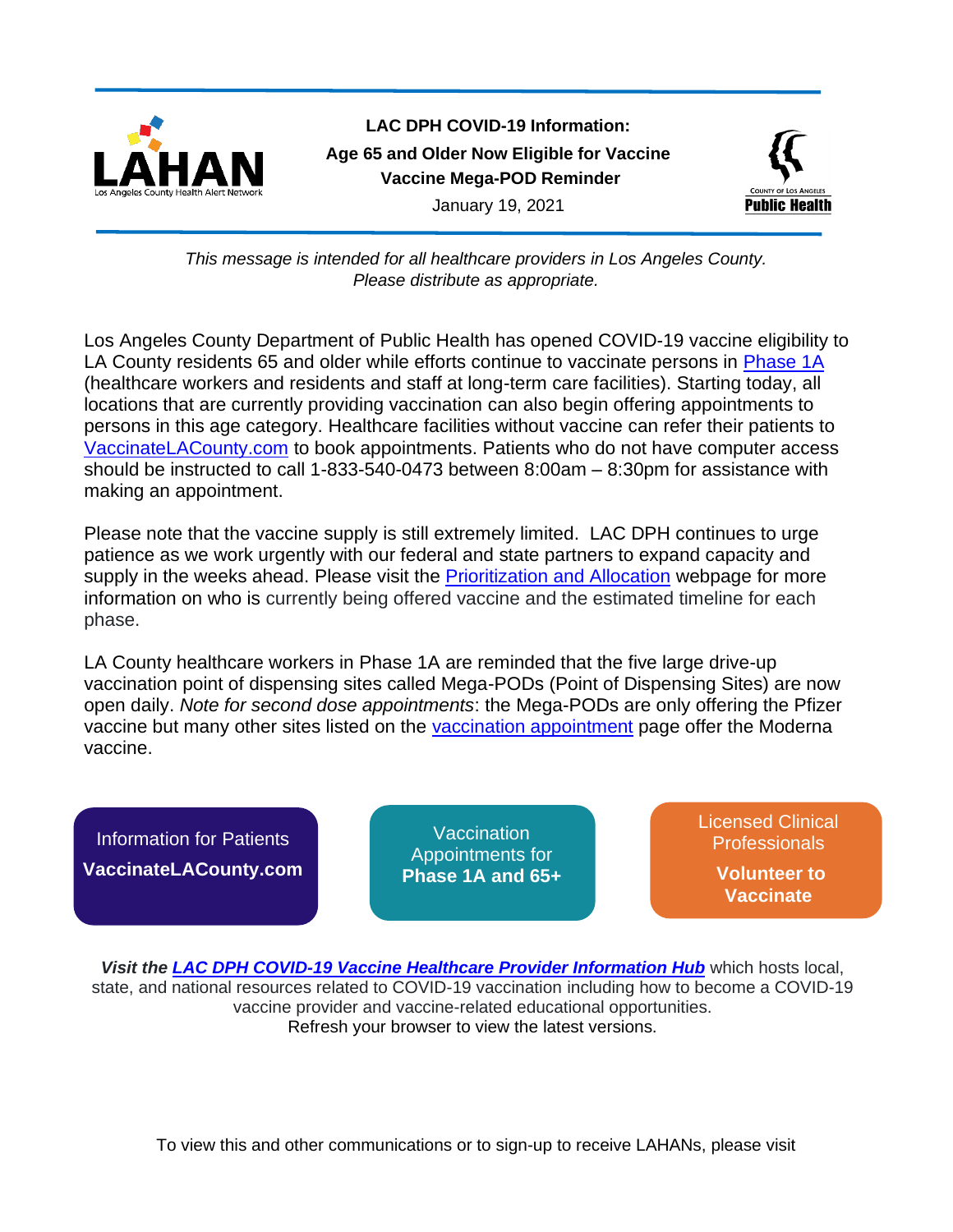**LAC DPH COVID-19 Information:**

**Age 65 and Older Now Eligible for Vaccine**

**Vaccine Mega-POD Reminder**

January 19, 2021

*This message is intended for all healthcare providers in Los Angeles County. Please distribute as appropriate.*

Los Angeles County Department of Public Health has opened COVID-19 vaccine eligibility to LA County residents 65 and older while efforts continue to vaccinate persons in Phase 1A (healthcare workers and residents and staff at long-term care facilities). Starting today, all locations that are currently providing vaccination can also begin offering appointments to persons in this age category. Healthcare facilities without vaccine can refer their patients to VaccinateLACounty.com to book appointments. Patients who do not have computer access should be instructed to call 1-833-540-0473 between 8:00am – 8:30pm for assistance with making an appointment.

Please note that the vaccine supply is still extremely limited. LAC DPH continues to urge patience as we work urgently with our federal and state partners to expand capacity and supply in the weeks ahead. Please visit the Prioritization and Allocation webpage for more information on who is currently being offered vaccine and the estimated timeline for each phase.

LA County healthcare workers in Phase 1A are reminded that the five large drive-up vaccination point of dispensing sites called Mega-PODs (Point of Dispensing Sites) are now open daily. *Note for second dose appointments*: the Mega-PODs are only offering the Pfizer vaccine but many other sites listed on the vaccination appointment page offer the Moderna vaccine.

Information for Patients
**VaccinateLACounty.com**

Vaccination Appointments for
**Phase 1A and 65+**

Licensed Clinical Professionals
**Volunteer to Vaccinate**

***Visit the LAC DPH COVID-19 Vaccine Healthcare Provider Information Hub*** which hosts local, state, and national resources related to COVID-19 vaccination including how to become a COVID-19 vaccine provider and vaccine-related educational opportunities.
Refresh your browser to view the latest versions.

To view this and other communications or to sign-up to receive LAHANs, please visit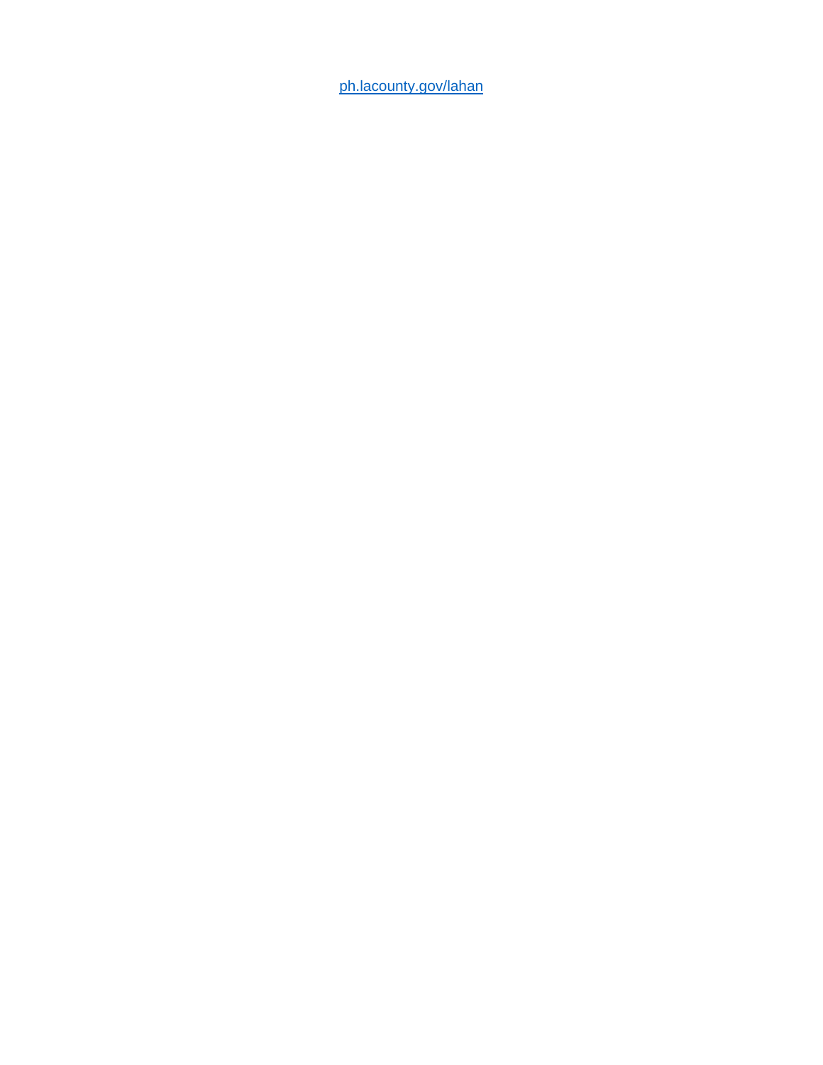[ph.lacounty.gov/lahan](http://ph.lacounty.gov/lahan)